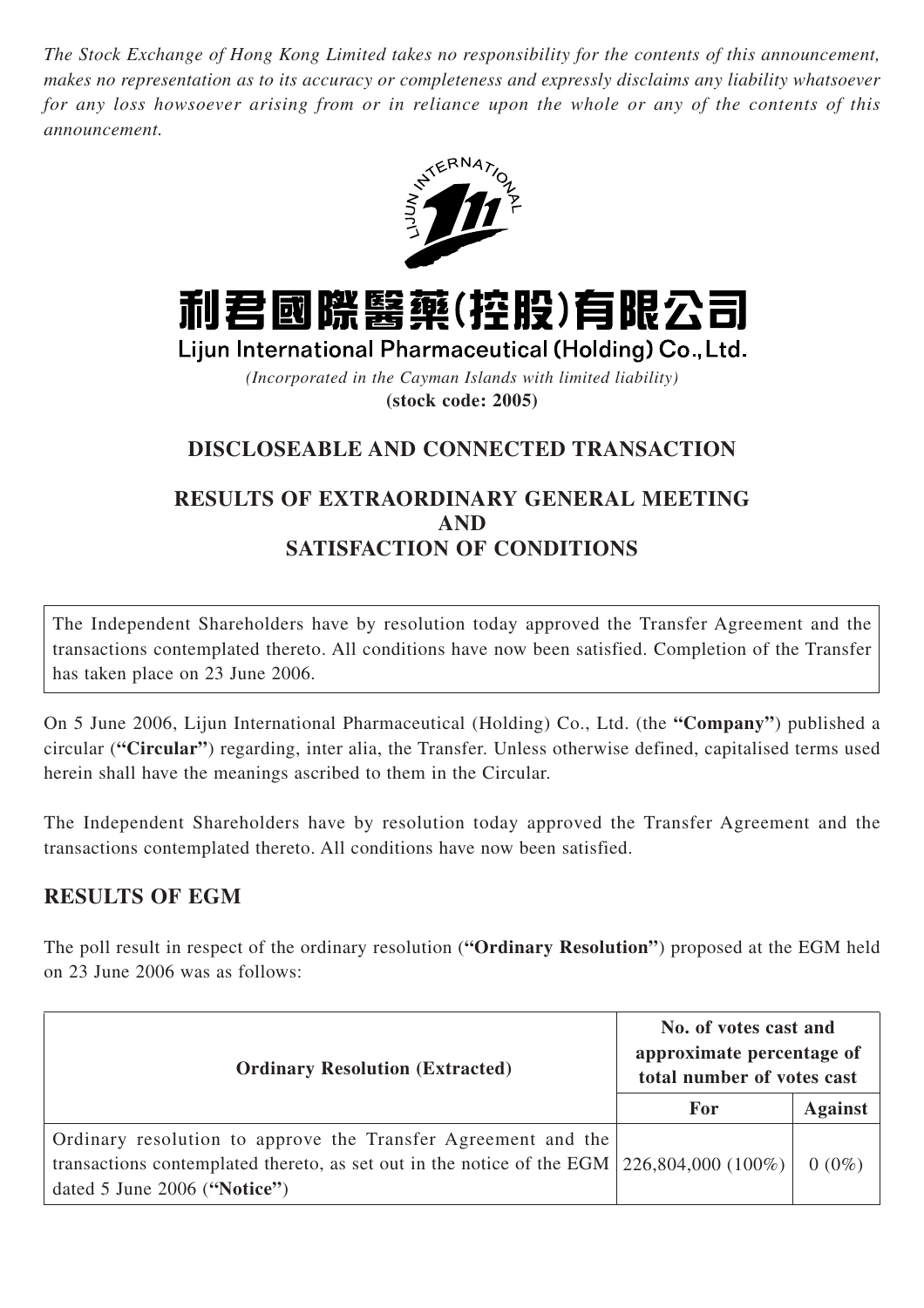*The Stock Exchange of Hong Kong Limited takes no responsibility for the contents of this announcement, makes no representation as to its accuracy or completeness and expressly disclaims any liability whatsoever for any loss howsoever arising from or in reliance upon the whole or any of the contents of this announcement.*

# 利君國際醫藥(控股)有限公司

## Lijun International Pharmaceutical (Holding) Co., Ltd.

*(Incorporated in the Cayman Islands with limited liability)*

**(stock code: 2005)**

## DISCLOSEABLE AND CONNECTED TRANSACTION

## RESULTS OF EXTRAORDINARY GENERAL MEETING AND SATISFACTION OF CONDITIONS

The Independent Shareholders have by resolution today approved the Transfer Agreement and the transactions contemplated thereto. All conditions have now been satisfied. Completion of the Transfer has taken place on 23 June 2006.

On 5 June 2006, Lijun International Pharmaceutical (Holding) Co., Ltd. (the **"Company"**) published a circular (**"Circular"**) regarding, inter alia, the Transfer. Unless otherwise defined, capitalised terms used herein shall have the meanings ascribed to them in the Circular.

The Independent Shareholders have by resolution today approved the Transfer Agreement and the transactions contemplated thereto. All conditions have now been satisfied.

## RESULTS OF EGM

The poll result in respect of the ordinary resolution (**"Ordinary Resolution"**) proposed at the EGM held on 23 June 2006 was as follows:

| Ordinary Resolution (Extracted) | No. of votes cast and approximate percentage of total number of votes cast | |
|---|---|---|
| | For | Against |
| Ordinary resolution to approve the Transfer Agreement and the transactions contemplated thereto, as set out in the notice of the EGM dated 5 June 2006 (**"Notice"**) | 226,804,000 (100%) | 0 (0%) |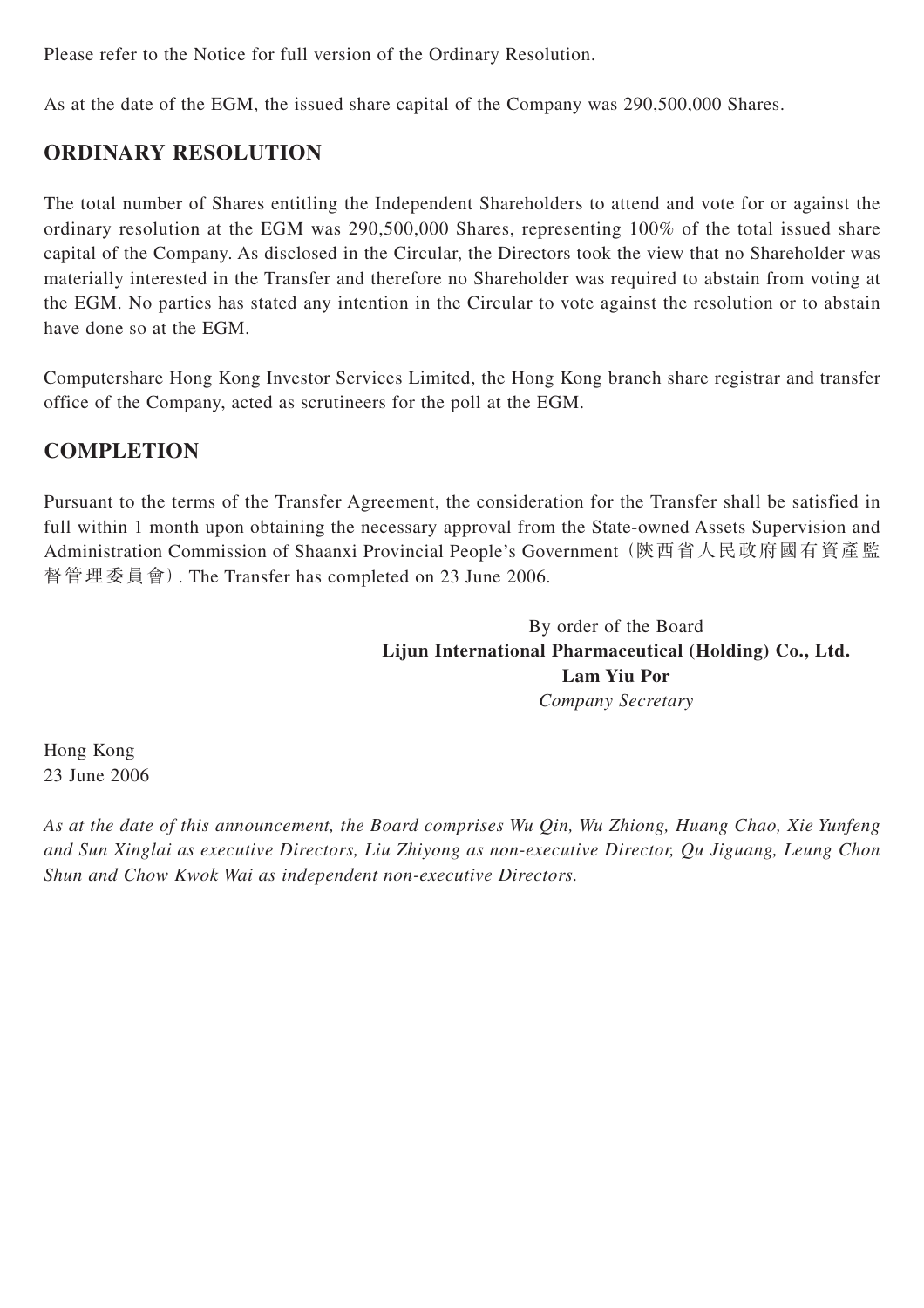Please refer to the Notice for full version of the Ordinary Resolution.

As at the date of the EGM, the issued share capital of the Company was 290,500,000 Shares.

## ORDINARY RESOLUTION

The total number of Shares entitling the Independent Shareholders to attend and vote for or against the ordinary resolution at the EGM was 290,500,000 Shares, representing 100% of the total issued share capital of the Company. As disclosed in the Circular, the Directors took the view that no Shareholder was materially interested in the Transfer and therefore no Shareholder was required to abstain from voting at the EGM. No parties has stated any intention in the Circular to vote against the resolution or to abstain have done so at the EGM.

Computershare Hong Kong Investor Services Limited, the Hong Kong branch share registrar and transfer office of the Company, acted as scrutineers for the poll at the EGM.

## COMPLETION

Pursuant to the terms of the Transfer Agreement, the consideration for the Transfer shall be satisfied in full within 1 month upon obtaining the necessary approval from the State-owned Assets Supervision and Administration Commission of Shaanxi Provincial People's Government（陝西省人民政府國有資產監督管理委員會）. The Transfer has completed on 23 June 2006.

By order of the Board
**Lijun International Pharmaceutical (Holding) Co., Ltd.**
**Lam Yiu Por**
*Company Secretary*

Hong Kong
23 June 2006

*As at the date of this announcement, the Board comprises Wu Qin, Wu Zhiong, Huang Chao, Xie Yunfeng and Sun Xinglai as executive Directors, Liu Zhiyong as non-executive Director, Qu Jiguang, Leung Chon Shun and Chow Kwok Wai as independent non-executive Directors.*